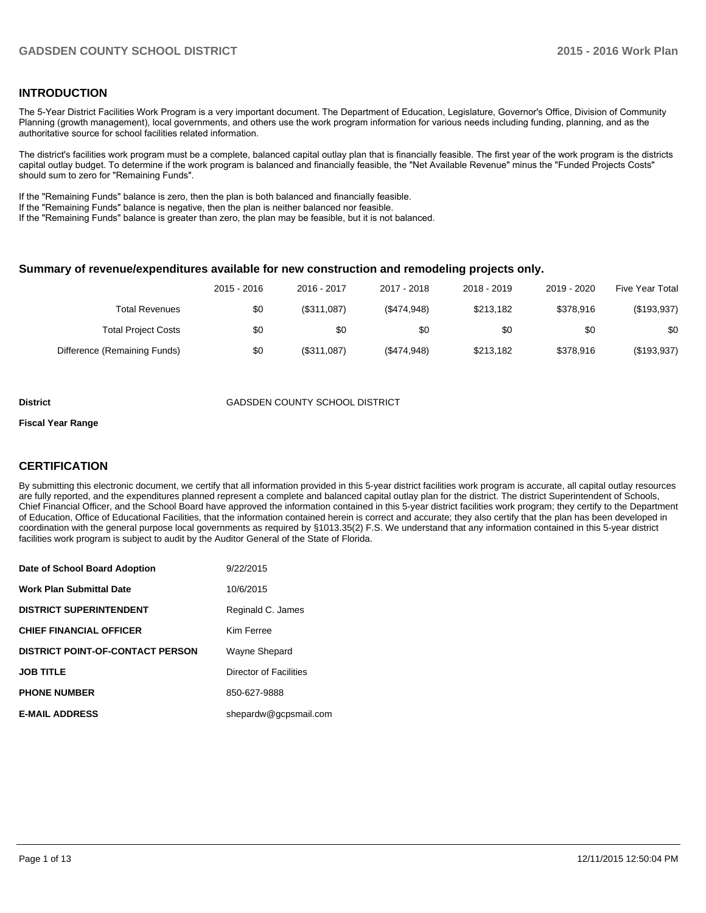## INTRODUCTION

The 5-Year District Facilities Work Program is a very important document. The Department of Education, Legislature, Governor's Office, Division of Community Planning (growth management), local governments, and others use the work program information for various needs including funding, planning, and as the authoritative source for school facilities related information.

The district's facilities work program must be a complete, balanced capital outlay plan that is financially feasible. The first year of the work program is the districts capital outlay budget. To determine if the work program is balanced and financially feasible, the "Net Available Revenue" minus the "Funded Projects Costs" should sum to zero for "Remaining Funds".

If the "Remaining Funds" balance is zero, then the plan is both balanced and financially feasible.
If the "Remaining Funds" balance is negative, then the plan is neither balanced nor feasible.
If the "Remaining Funds" balance is greater than zero, the plan may be feasible, but it is not balanced.

### Summary of revenue/expenditures available for new construction and remodeling projects only.

| | 2015 - 2016 | 2016 - 2017 | 2017 - 2018 | 2018 - 2019 | 2019 - 2020 | Five Year Total |
|---|---|---|---|---|---|---|
| Total Revenues | $0 | ($311,087) | ($474,948) | $213,182 | $378,916 | ($193,937) |
| Total Project Costs | $0 | $0 | $0 | $0 | $0 | $0 |
| Difference (Remaining Funds) | $0 | ($311,087) | ($474,948) | $213,182 | $378,916 | ($193,937) |

**District** GADSDEN COUNTY SCHOOL DISTRICT

**Fiscal Year Range**

## CERTIFICATION

By submitting this electronic document, we certify that all information provided in this 5-year district facilities work program is accurate, all capital outlay resources are fully reported, and the expenditures planned represent a complete and balanced capital outlay plan for the district. The district Superintendent of Schools, Chief Financial Officer, and the School Board have approved the information contained in this 5-year district facilities work program; they certify to the Department of Education, Office of Educational Facilities, that the information contained herein is correct and accurate; they also certify that the plan has been developed in coordination with the general purpose local governments as required by §1013.35(2) F.S. We understand that any information contained in this 5-year district facilities work program is subject to audit by the Auditor General of the State of Florida.

| | |
|---|---|
| **Date of School Board Adoption** | 9/22/2015 |
| **Work Plan Submittal Date** | 10/6/2015 |
| **DISTRICT SUPERINTENDENT** | Reginald C. James |
| **CHIEF FINANCIAL OFFICER** | Kim Ferree |
| **DISTRICT POINT-OF-CONTACT PERSON** | Wayne Shepard |
| **JOB TITLE** | Director of Facilities |
| **PHONE NUMBER** | 850-627-9888 |
| **E-MAIL ADDRESS** | shepardw@gcpsmail.com |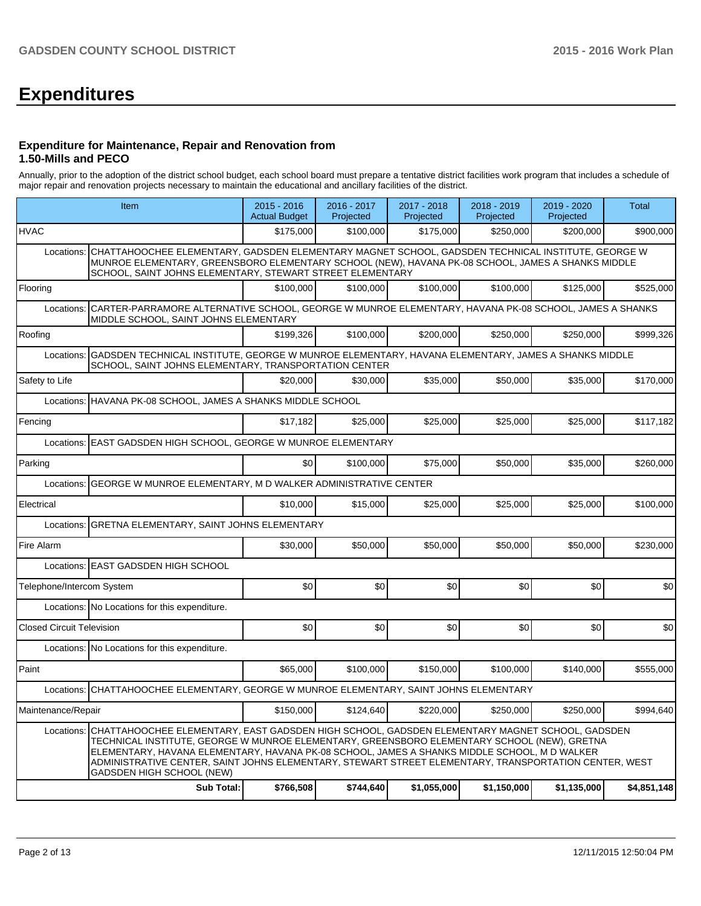# Expenditures

### Expenditure for Maintenance, Repair and Renovation from 1.50-Mills and PECO

Annually, prior to the adoption of the district school budget, each school board must prepare a tentative district facilities work program that includes a schedule of major repair and renovation projects necessary to maintain the educational and ancillary facilities of the district.

| Item | 2015 - 2016 Actual Budget | 2016 - 2017 Projected | 2017 - 2018 Projected | 2018 - 2019 Projected | 2019 - 2020 Projected | Total |
|---|---|---|---|---|---|---|
| HVAC | $175,000 | $100,000 | $175,000 | $250,000 | $200,000 | $900,000 |
| Locations: CHATTAHOOCHEE ELEMENTARY, GADSDEN ELEMENTARY MAGNET SCHOOL, GADSDEN TECHNICAL INSTITUTE, GEORGE W MUNROE ELEMENTARY, GREENSBORO ELEMENTARY SCHOOL (NEW), HAVANA PK-08 SCHOOL, JAMES A SHANKS MIDDLE SCHOOL, SAINT JOHNS ELEMENTARY, STEWART STREET ELEMENTARY | | | | | | |
| Flooring | $100,000 | $100,000 | $100,000 | $100,000 | $125,000 | $525,000 |
| Locations: CARTER-PARRAMORE ALTERNATIVE SCHOOL, GEORGE W MUNROE ELEMENTARY, HAVANA PK-08 SCHOOL, JAMES A SHANKS MIDDLE SCHOOL, SAINT JOHNS ELEMENTARY | | | | | | |
| Roofing | $199,326 | $100,000 | $200,000 | $250,000 | $250,000 | $999,326 |
| Locations: GADSDEN TECHNICAL INSTITUTE, GEORGE W MUNROE ELEMENTARY, HAVANA ELEMENTARY, JAMES A SHANKS MIDDLE SCHOOL, SAINT JOHNS ELEMENTARY, TRANSPORTATION CENTER | | | | | | |
| Safety to Life | $20,000 | $30,000 | $35,000 | $50,000 | $35,000 | $170,000 |
| Locations: HAVANA PK-08 SCHOOL, JAMES A SHANKS MIDDLE SCHOOL | | | | | | |
| Fencing | $17,182 | $25,000 | $25,000 | $25,000 | $25,000 | $117,182 |
| Locations: EAST GADSDEN HIGH SCHOOL, GEORGE W MUNROE ELEMENTARY | | | | | | |
| Parking | $0 | $100,000 | $75,000 | $50,000 | $35,000 | $260,000 |
| Locations: GEORGE W MUNROE ELEMENTARY, M D WALKER ADMINISTRATIVE CENTER | | | | | | |
| Electrical | $10,000 | $15,000 | $25,000 | $25,000 | $25,000 | $100,000 |
| Locations: GRETNA ELEMENTARY, SAINT JOHNS ELEMENTARY | | | | | | |
| Fire Alarm | $30,000 | $50,000 | $50,000 | $50,000 | $50,000 | $230,000 |
| Locations: EAST GADSDEN HIGH SCHOOL | | | | | | |
| Telephone/Intercom System | $0 | $0 | $0 | $0 | $0 | $0 |
| Locations: No Locations for this expenditure. | | | | | | |
| Closed Circuit Television | $0 | $0 | $0 | $0 | $0 | $0 |
| Locations: No Locations for this expenditure. | | | | | | |
| Paint | $65,000 | $100,000 | $150,000 | $100,000 | $140,000 | $555,000 |
| Locations: CHATTAHOOCHEE ELEMENTARY, GEORGE W MUNROE ELEMENTARY, SAINT JOHNS ELEMENTARY | | | | | | |
| Maintenance/Repair | $150,000 | $124,640 | $220,000 | $250,000 | $250,000 | $994,640 |
| Locations: CHATTAHOOCHEE ELEMENTARY, EAST GADSDEN HIGH SCHOOL, GADSDEN ELEMENTARY MAGNET SCHOOL, GADSDEN TECHNICAL INSTITUTE, GEORGE W MUNROE ELEMENTARY, GREENSBORO ELEMENTARY SCHOOL (NEW), GRETNA ELEMENTARY, HAVANA ELEMENTARY, HAVANA PK-08 SCHOOL, JAMES A SHANKS MIDDLE SCHOOL, M D WALKER ADMINISTRATIVE CENTER, SAINT JOHNS ELEMENTARY, STEWART STREET ELEMENTARY, TRANSPORTATION CENTER, WEST GADSDEN HIGH SCHOOL (NEW) | | | | | | |
| **Sub Total:** | **$766,508** | **$744,640** | **$1,055,000** | **$1,150,000** | **$1,135,000** | **$4,851,148** |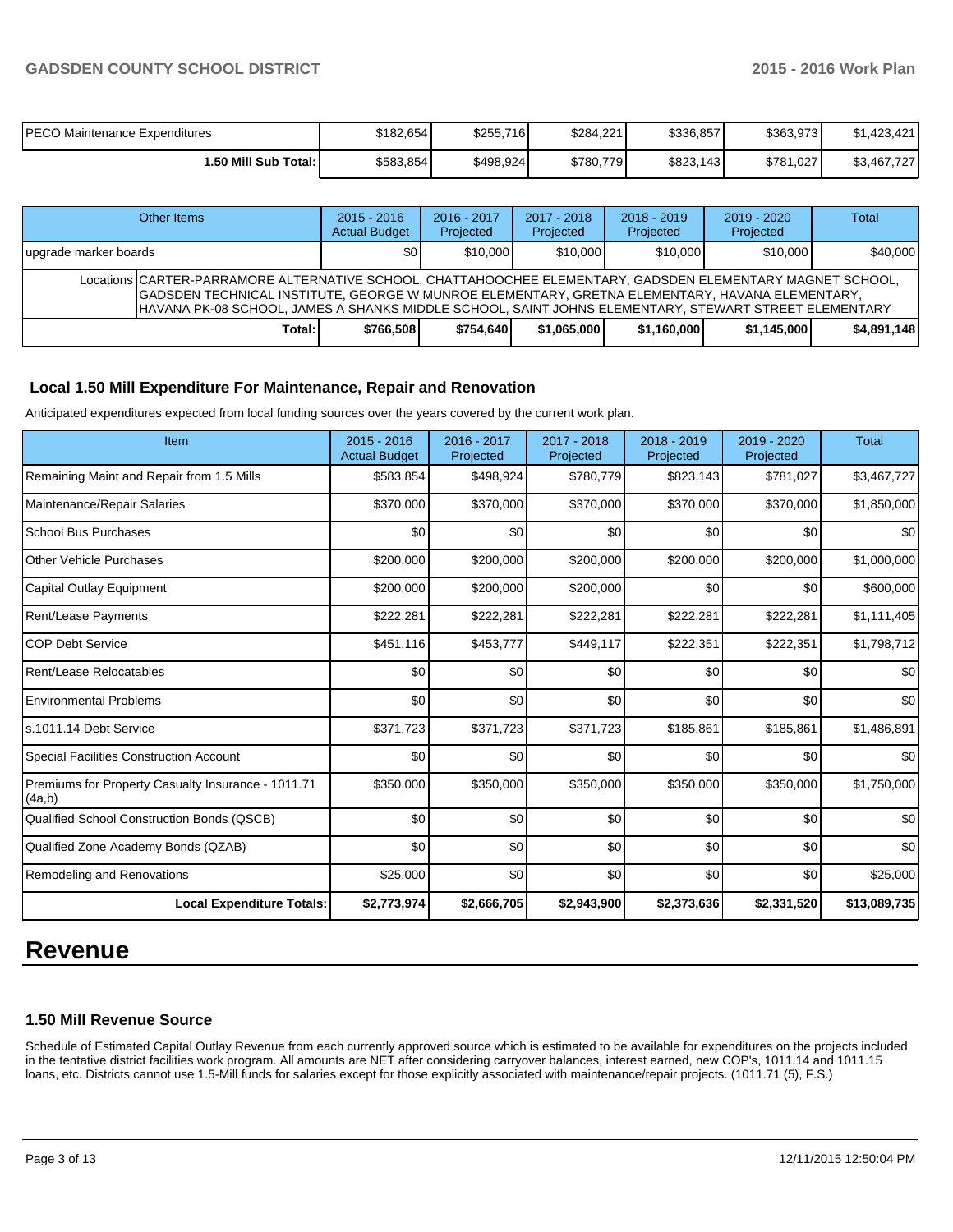| | | | | | | |
|---|---|---|---|---|---|---|
| PECO Maintenance Expenditures | $182,654 | $255,716 | $284,221 | $336,857 | $363,973 | $1,423,421 |
| **1.50 Mill Sub Total:** | $583,854 | $498,924 | $780,779 | $823,143 | $781,027 | $3,467,727 |

| Other Items | 2015 - 2016 Actual Budget | 2016 - 2017 Projected | 2017 - 2018 Projected | 2018 - 2019 Projected | 2019 - 2020 Projected | Total |
|---|---|---|---|---|---|---|
| upgrade marker boards | $0 | $10,000 | $10,000 | $10,000 | $10,000 | $40,000 |
| Locations CARTER-PARRAMORE ALTERNATIVE SCHOOL, CHATTAHOOCHEE ELEMENTARY, GADSDEN ELEMENTARY MAGNET SCHOOL, GADSDEN TECHNICAL INSTITUTE, GEORGE W MUNROE ELEMENTARY, GRETNA ELEMENTARY, HAVANA ELEMENTARY, HAVANA PK-08 SCHOOL, JAMES A SHANKS MIDDLE SCHOOL, SAINT JOHNS ELEMENTARY, STEWART STREET ELEMENTARY | | | | | | |
| **Total:** | **$766,508** | **$754,640** | **$1,065,000** | **$1,160,000** | **$1,145,000** | **$4,891,148** |

### Local 1.50 Mill Expenditure For Maintenance, Repair and Renovation

Anticipated expenditures expected from local funding sources over the years covered by the current work plan.

| Item | 2015 - 2016 Actual Budget | 2016 - 2017 Projected | 2017 - 2018 Projected | 2018 - 2019 Projected | 2019 - 2020 Projected | Total |
|---|---|---|---|---|---|---|
| Remaining Maint and Repair from 1.5 Mills | $583,854 | $498,924 | $780,779 | $823,143 | $781,027 | $3,467,727 |
| Maintenance/Repair Salaries | $370,000 | $370,000 | $370,000 | $370,000 | $370,000 | $1,850,000 |
| School Bus Purchases | $0 | $0 | $0 | $0 | $0 | $0 |
| Other Vehicle Purchases | $200,000 | $200,000 | $200,000 | $200,000 | $200,000 | $1,000,000 |
| Capital Outlay Equipment | $200,000 | $200,000 | $200,000 | $0 | $0 | $600,000 |
| Rent/Lease Payments | $222,281 | $222,281 | $222,281 | $222,281 | $222,281 | $1,111,405 |
| COP Debt Service | $451,116 | $453,777 | $449,117 | $222,351 | $222,351 | $1,798,712 |
| Rent/Lease Relocatables | $0 | $0 | $0 | $0 | $0 | $0 |
| Environmental Problems | $0 | $0 | $0 | $0 | $0 | $0 |
| s.1011.14 Debt Service | $371,723 | $371,723 | $371,723 | $185,861 | $185,861 | $1,486,891 |
| Special Facilities Construction Account | $0 | $0 | $0 | $0 | $0 | $0 |
| Premiums for Property Casualty Insurance - 1011.71 (4a,b) | $350,000 | $350,000 | $350,000 | $350,000 | $350,000 | $1,750,000 |
| Qualified School Construction Bonds (QSCB) | $0 | $0 | $0 | $0 | $0 | $0 |
| Qualified Zone Academy Bonds (QZAB) | $0 | $0 | $0 | $0 | $0 | $0 |
| Remodeling and Renovations | $25,000 | $0 | $0 | $0 | $0 | $25,000 |
| **Local Expenditure Totals:** | **$2,773,974** | **$2,666,705** | **$2,943,900** | **$2,373,636** | **$2,331,520** | **$13,089,735** |

# Revenue

### 1.50 Mill Revenue Source

Schedule of Estimated Capital Outlay Revenue from each currently approved source which is estimated to be available for expenditures on the projects included in the tentative district facilities work program. All amounts are NET after considering carryover balances, interest earned, new COP's, 1011.14 and 1011.15 loans, etc. Districts cannot use 1.5-Mill funds for salaries except for those explicitly associated with maintenance/repair projects. (1011.71 (5), F.S.)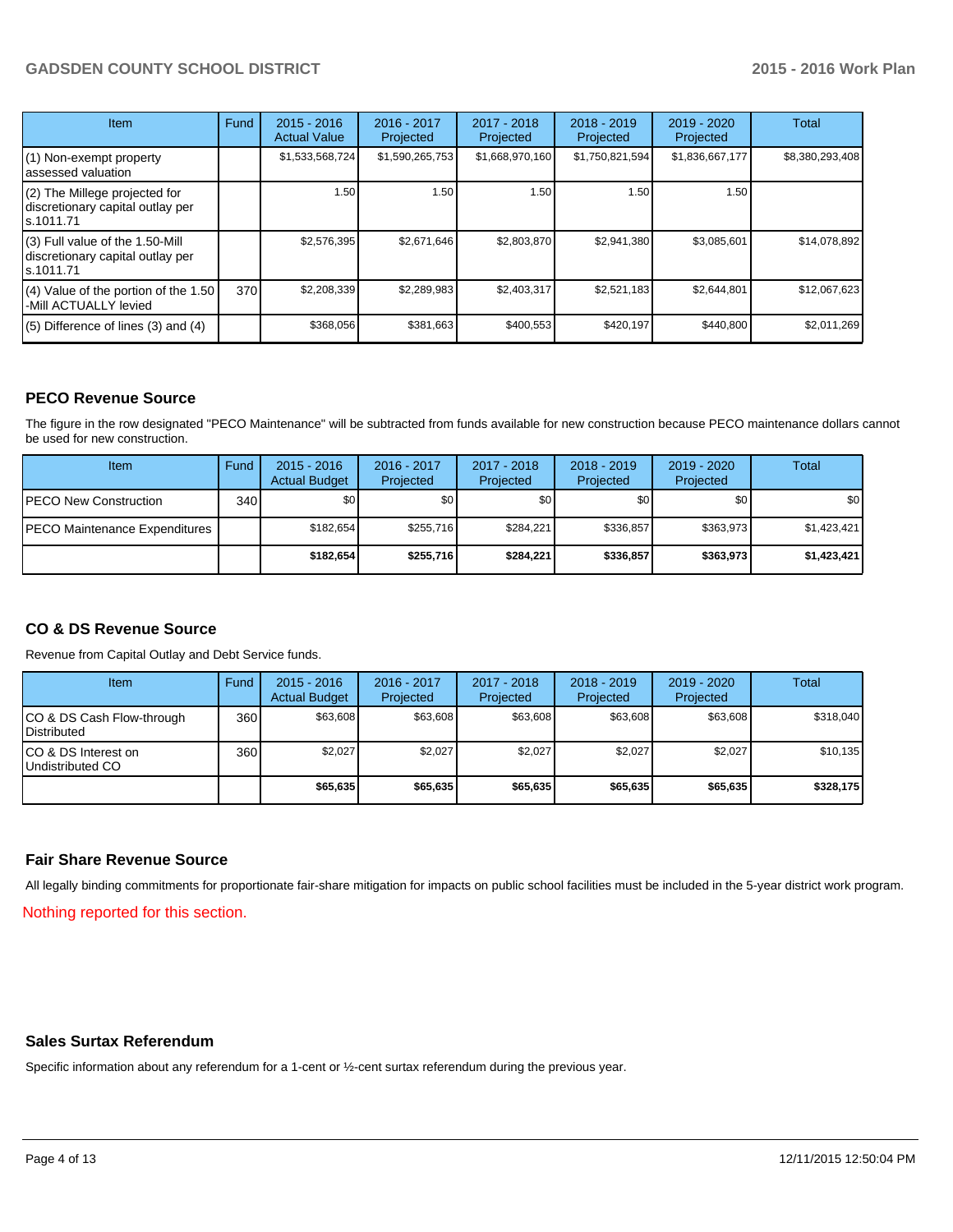| Item | Fund | 2015 - 2016 Actual Value | 2016 - 2017 Projected | 2017 - 2018 Projected | 2018 - 2019 Projected | 2019 - 2020 Projected | Total |
|---|---|---|---|---|---|---|---|
| (1) Non-exempt property assessed valuation | | $1,533,568,724 | $1,590,265,753 | $1,668,970,160 | $1,750,821,594 | $1,836,667,177 | $8,380,293,408 |
| (2) The Millege projected for discretionary capital outlay per s.1011.71 | | 1.50 | 1.50 | 1.50 | 1.50 | 1.50 | |
| (3) Full value of the 1.50-Mill discretionary capital outlay per s.1011.71 | | $2,576,395 | $2,671,646 | $2,803,870 | $2,941,380 | $3,085,601 | $14,078,892 |
| (4) Value of the portion of the 1.50 -Mill ACTUALLY levied | 370 | $2,208,339 | $2,289,983 | $2,403,317 | $2,521,183 | $2,644,801 | $12,067,623 |
| (5) Difference of lines (3) and (4) | | $368,056 | $381,663 | $400,553 | $420,197 | $440,800 | $2,011,269 |

## PECO Revenue Source

The figure in the row designated "PECO Maintenance" will be subtracted from funds available for new construction because PECO maintenance dollars cannot be used for new construction.

| Item | Fund | 2015 - 2016 Actual Budget | 2016 - 2017 Projected | 2017 - 2018 Projected | 2018 - 2019 Projected | 2019 - 2020 Projected | Total |
|---|---|---|---|---|---|---|---|
| PECO New Construction | 340 | $0 | $0 | $0 | $0 | $0 | $0 |
| PECO Maintenance Expenditures | | $182,654 | $255,716 | $284,221 | $336,857 | $363,973 | $1,423,421 |
| | | **$182,654** | **$255,716** | **$284,221** | **$336,857** | **$363,973** | **$1,423,421** |

## CO & DS Revenue Source

Revenue from Capital Outlay and Debt Service funds.

| Item | Fund | 2015 - 2016 Actual Budget | 2016 - 2017 Projected | 2017 - 2018 Projected | 2018 - 2019 Projected | 2019 - 2020 Projected | Total |
|---|---|---|---|---|---|---|---|
| CO & DS Cash Flow-through Distributed | 360 | $63,608 | $63,608 | $63,608 | $63,608 | $63,608 | $318,040 |
| CO & DS Interest on Undistributed CO | 360 | $2,027 | $2,027 | $2,027 | $2,027 | $2,027 | $10,135 |
| | | **$65,635** | **$65,635** | **$65,635** | **$65,635** | **$65,635** | **$328,175** |

## Fair Share Revenue Source

All legally binding commitments for proportionate fair-share mitigation for impacts on public school facilities must be included in the 5-year district work program.

Nothing reported for this section.

## Sales Surtax Referendum

Specific information about any referendum for a 1-cent or ½-cent surtax referendum during the previous year.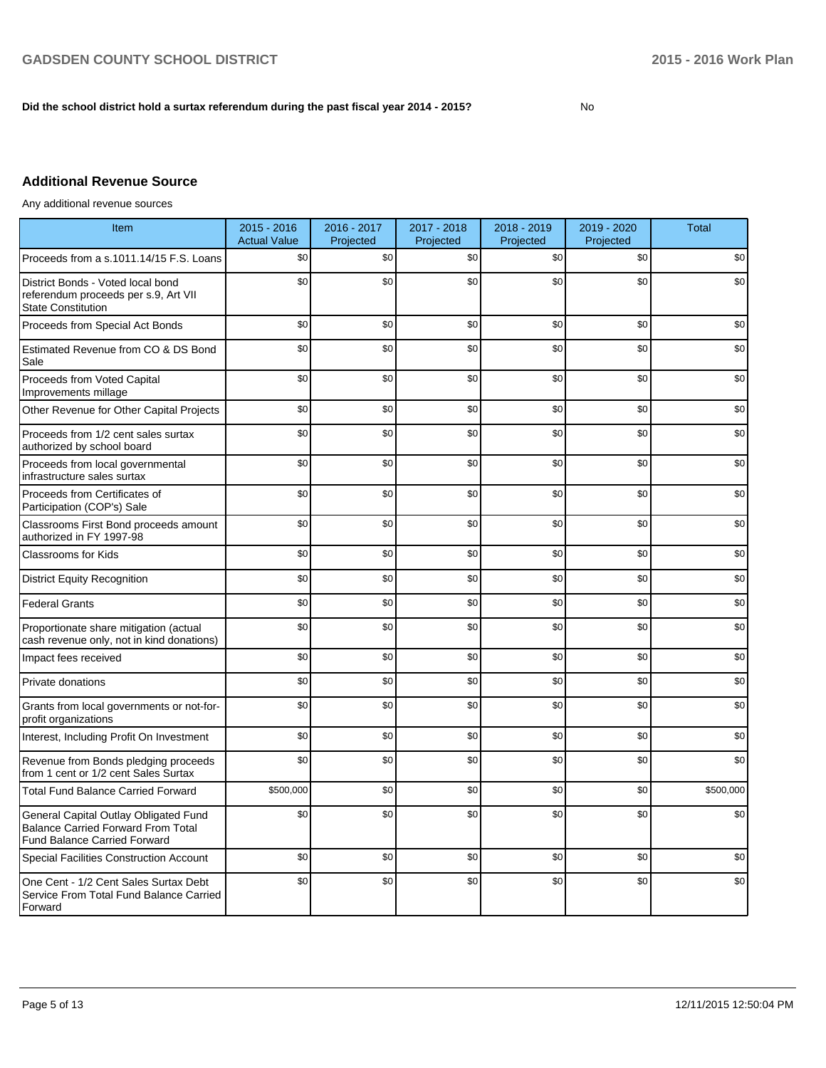**Did the school district hold a surtax referendum during the past fiscal year 2014 - 2015?** No

### Additional Revenue Source

Any additional revenue sources

| Item | 2015 - 2016 Actual Value | 2016 - 2017 Projected | 2017 - 2018 Projected | 2018 - 2019 Projected | 2019 - 2020 Projected | Total |
|---|---|---|---|---|---|---|
| Proceeds from a s.1011.14/15 F.S. Loans | $0 | $0 | $0 | $0 | $0 | $0 |
| District Bonds - Voted local bond referendum proceeds per s.9, Art VII State Constitution | $0 | $0 | $0 | $0 | $0 | $0 |
| Proceeds from Special Act Bonds | $0 | $0 | $0 | $0 | $0 | $0 |
| Estimated Revenue from CO & DS Bond Sale | $0 | $0 | $0 | $0 | $0 | $0 |
| Proceeds from Voted Capital Improvements millage | $0 | $0 | $0 | $0 | $0 | $0 |
| Other Revenue for Other Capital Projects | $0 | $0 | $0 | $0 | $0 | $0 |
| Proceeds from 1/2 cent sales surtax authorized by school board | $0 | $0 | $0 | $0 | $0 | $0 |
| Proceeds from local governmental infrastructure sales surtax | $0 | $0 | $0 | $0 | $0 | $0 |
| Proceeds from Certificates of Participation (COP's) Sale | $0 | $0 | $0 | $0 | $0 | $0 |
| Classrooms First Bond proceeds amount authorized in FY 1997-98 | $0 | $0 | $0 | $0 | $0 | $0 |
| Classrooms for Kids | $0 | $0 | $0 | $0 | $0 | $0 |
| District Equity Recognition | $0 | $0 | $0 | $0 | $0 | $0 |
| Federal Grants | $0 | $0 | $0 | $0 | $0 | $0 |
| Proportionate share mitigation (actual cash revenue only, not in kind donations) | $0 | $0 | $0 | $0 | $0 | $0 |
| Impact fees received | $0 | $0 | $0 | $0 | $0 | $0 |
| Private donations | $0 | $0 | $0 | $0 | $0 | $0 |
| Grants from local governments or not-for-profit organizations | $0 | $0 | $0 | $0 | $0 | $0 |
| Interest, Including Profit On Investment | $0 | $0 | $0 | $0 | $0 | $0 |
| Revenue from Bonds pledging proceeds from 1 cent or 1/2 cent Sales Surtax | $0 | $0 | $0 | $0 | $0 | $0 |
| Total Fund Balance Carried Forward | $500,000 | $0 | $0 | $0 | $0 | $500,000 |
| General Capital Outlay Obligated Fund Balance Carried Forward From Total Fund Balance Carried Forward | $0 | $0 | $0 | $0 | $0 | $0 |
| Special Facilities Construction Account | $0 | $0 | $0 | $0 | $0 | $0 |
| One Cent - 1/2 Cent Sales Surtax Debt Service From Total Fund Balance Carried Forward | $0 | $0 | $0 | $0 | $0 | $0 |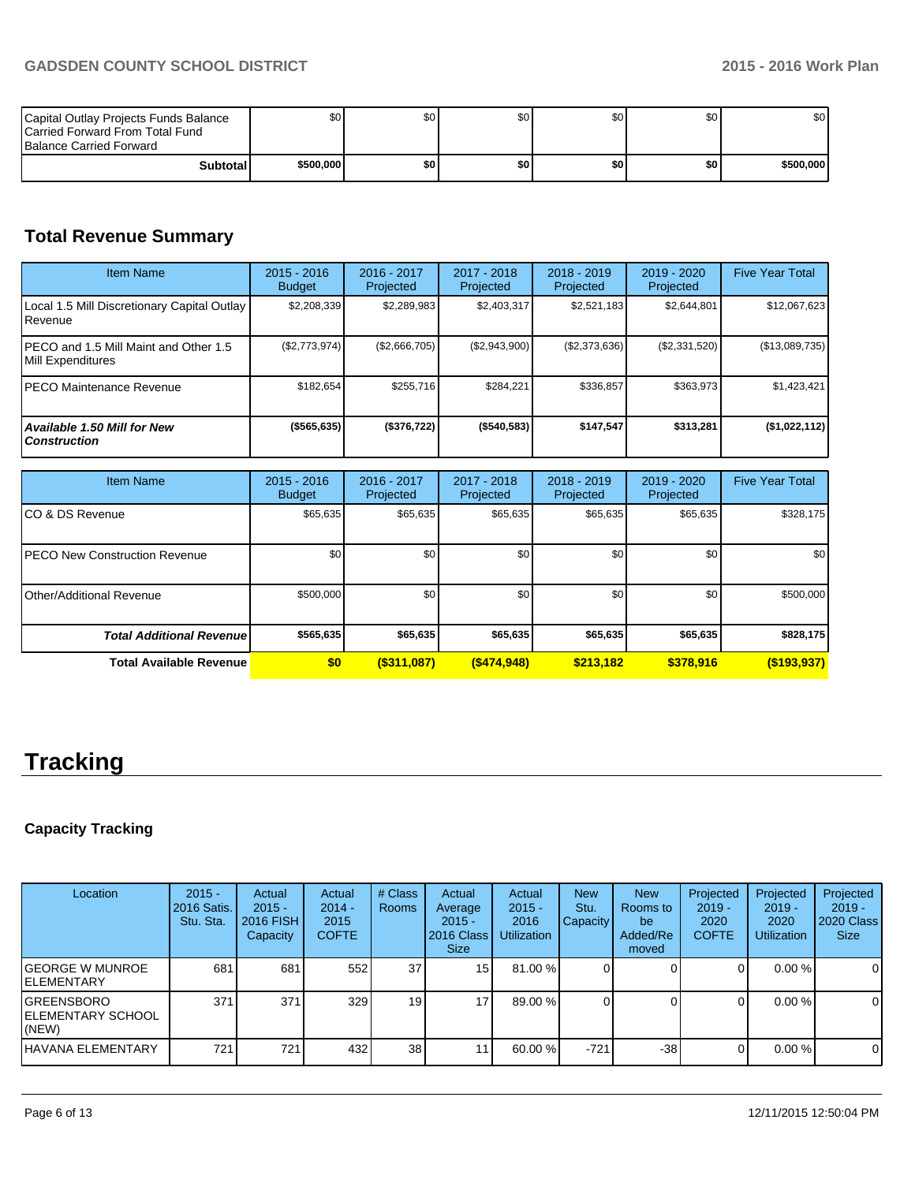| | | | | | | |
|---|---|---|---|---|---|---|
| Capital Outlay Projects Funds Balance Carried Forward From Total Fund Balance Carried Forward | $0 | $0 | $0 | $0 | $0 | $0 |
| **Subtotal** | **$500,000** | **$0** | **$0** | **$0** | **$0** | **$500,000** |

## Total Revenue Summary

| Item Name | 2015 - 2016 Budget | 2016 - 2017 Projected | 2017 - 2018 Projected | 2018 - 2019 Projected | 2019 - 2020 Projected | Five Year Total |
|---|---|---|---|---|---|---|
| Local 1.5 Mill Discretionary Capital Outlay Revenue | $2,208,339 | $2,289,983 | $2,403,317 | $2,521,183 | $2,644,801 | $12,067,623 |
| PECO and 1.5 Mill Maint and Other 1.5 Mill Expenditures | ($2,773,974) | ($2,666,705) | ($2,943,900) | ($2,373,636) | ($2,331,520) | ($13,089,735) |
| PECO Maintenance Revenue | $182,654 | $255,716 | $284,221 | $336,857 | $363,973 | $1,423,421 |
| ***Available 1.50 Mill for New Construction*** | **($565,635)** | **($376,722)** | **($540,583)** | **$147,547** | **$313,281** | **($1,022,112)** |

| Item Name | 2015 - 2016 Budget | 2016 - 2017 Projected | 2017 - 2018 Projected | 2018 - 2019 Projected | 2019 - 2020 Projected | Five Year Total |
|---|---|---|---|---|---|---|
| CO & DS Revenue | $65,635 | $65,635 | $65,635 | $65,635 | $65,635 | $328,175 |
| PECO New Construction Revenue | $0 | $0 | $0 | $0 | $0 | $0 |
| Other/Additional Revenue | $500,000 | $0 | $0 | $0 | $0 | $500,000 |
| ***Total Additional Revenue*** | **$565,635** | **$65,635** | **$65,635** | **$65,635** | **$65,635** | **$828,175** |
| **Total Available Revenue** | **$0** | **($311,087)** | **($474,948)** | **$213,182** | **$378,916** | **($193,937)** |

# Tracking

### Capacity Tracking

| Location | 2015 - 2016 Satis. Stu. Sta. | Actual 2015 - 2016 FISH Capacity | Actual 2014 - 2015 COFTE | # Class Rooms | Actual Average 2015 - 2016 Class Size | Actual 2015 - 2016 Utilization | New Stu. Capacity | New Rooms to be Added/Removed | Projected 2019 - 2020 COFTE | Projected 2019 - 2020 Utilization | Projected 2019 - 2020 Class Size |
|---|---|---|---|---|---|---|---|---|---|---|---|
| GEORGE W MUNROE ELEMENTARY | 681 | 681 | 552 | 37 | 15 | 81.00 % | 0 | 0 | 0 | 0.00 % | 0 |
| GREENSBORO ELEMENTARY SCHOOL (NEW) | 371 | 371 | 329 | 19 | 17 | 89.00 % | 0 | 0 | 0 | 0.00 % | 0 |
| HAVANA ELEMENTARY | 721 | 721 | 432 | 38 | 11 | 60.00 % | -721 | -38 | 0 | 0.00 % | 0 |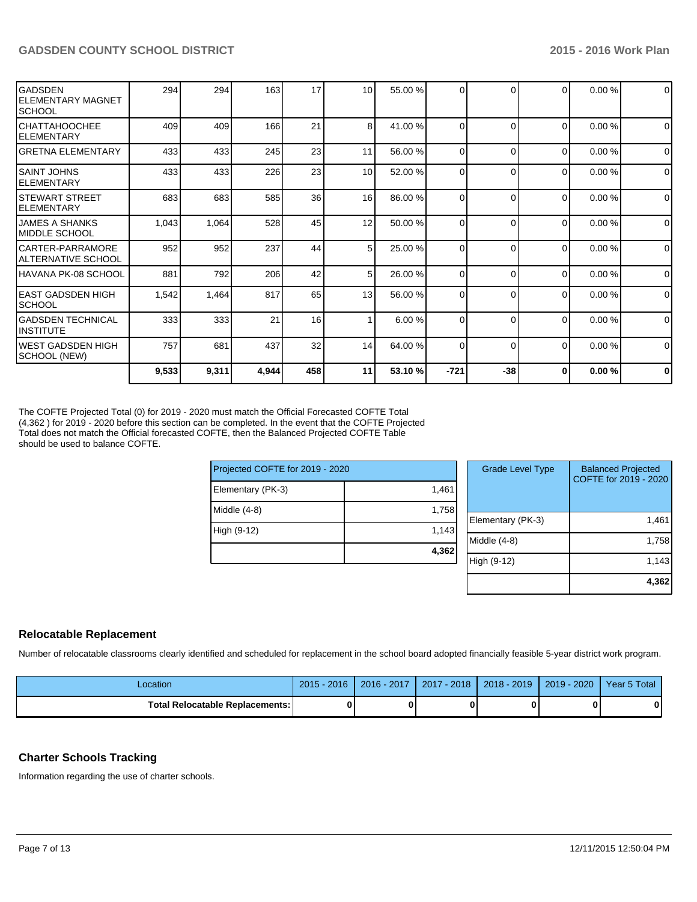| | | | | | | | | | | | |
|---|---|---|---|---|---|---|---|---|---|---|---|
| GADSDEN ELEMENTARY MAGNET SCHOOL | 294 | 294 | 163 | 17 | 10 | 55.00 % | 0 | 0 | 0 | 0.00 % | 0 |
| CHATTAHOOCHEE ELEMENTARY | 409 | 409 | 166 | 21 | 8 | 41.00 % | 0 | 0 | 0 | 0.00 % | 0 |
| GRETNA ELEMENTARY | 433 | 433 | 245 | 23 | 11 | 56.00 % | 0 | 0 | 0 | 0.00 % | 0 |
| SAINT JOHNS ELEMENTARY | 433 | 433 | 226 | 23 | 10 | 52.00 % | 0 | 0 | 0 | 0.00 % | 0 |
| STEWART STREET ELEMENTARY | 683 | 683 | 585 | 36 | 16 | 86.00 % | 0 | 0 | 0 | 0.00 % | 0 |
| JAMES A SHANKS MIDDLE SCHOOL | 1,043 | 1,064 | 528 | 45 | 12 | 50.00 % | 0 | 0 | 0 | 0.00 % | 0 |
| CARTER-PARRAMORE ALTERNATIVE SCHOOL | 952 | 952 | 237 | 44 | 5 | 25.00 % | 0 | 0 | 0 | 0.00 % | 0 |
| HAVANA PK-08 SCHOOL | 881 | 792 | 206 | 42 | 5 | 26.00 % | 0 | 0 | 0 | 0.00 % | 0 |
| EAST GADSDEN HIGH SCHOOL | 1,542 | 1,464 | 817 | 65 | 13 | 56.00 % | 0 | 0 | 0 | 0.00 % | 0 |
| GADSDEN TECHNICAL INSTITUTE | 333 | 333 | 21 | 16 | 1 | 6.00 % | 0 | 0 | 0 | 0.00 % | 0 |
| WEST GADSDEN HIGH SCHOOL (NEW) | 757 | 681 | 437 | 32 | 14 | 64.00 % | 0 | 0 | 0 | 0.00 % | 0 |
| | **9,533** | **9,311** | **4,944** | **458** | **11** | **53.10 %** | **-721** | **-38** | **0** | **0.00 %** | **0** |

The COFTE Projected Total (0) for 2019 - 2020 must match the Official Forecasted COFTE Total (4,362 ) for 2019 - 2020 before this section can be completed. In the event that the COFTE Projected Total does not match the Official forecasted COFTE, then the Balanced Projected COFTE Table should be used to balance COFTE.

| Projected COFTE for 2019 - 2020 | |
|---|---|
| Elementary (PK-3) | 1,461 |
| Middle (4-8) | 1,758 |
| High (9-12) | 1,143 |
| | **4,362** |

| Grade Level Type | Balanced Projected COFTE for 2019 - 2020 |
|---|---|
| Elementary (PK-3) | 1,461 |
| Middle (4-8) | 1,758 |
| High (9-12) | 1,143 |
| | **4,362** |

## Relocatable Replacement

Number of relocatable classrooms clearly identified and scheduled for replacement in the school board adopted financially feasible 5-year district work program.

| Location | 2015 - 2016 | 2016 - 2017 | 2017 - 2018 | 2018 - 2019 | 2019 - 2020 | Year 5 Total |
|---|---|---|---|---|---|---|
| **Total Relocatable Replacements:** | **0** | **0** | **0** | **0** | **0** | **0** |

## Charter Schools Tracking

Information regarding the use of charter schools.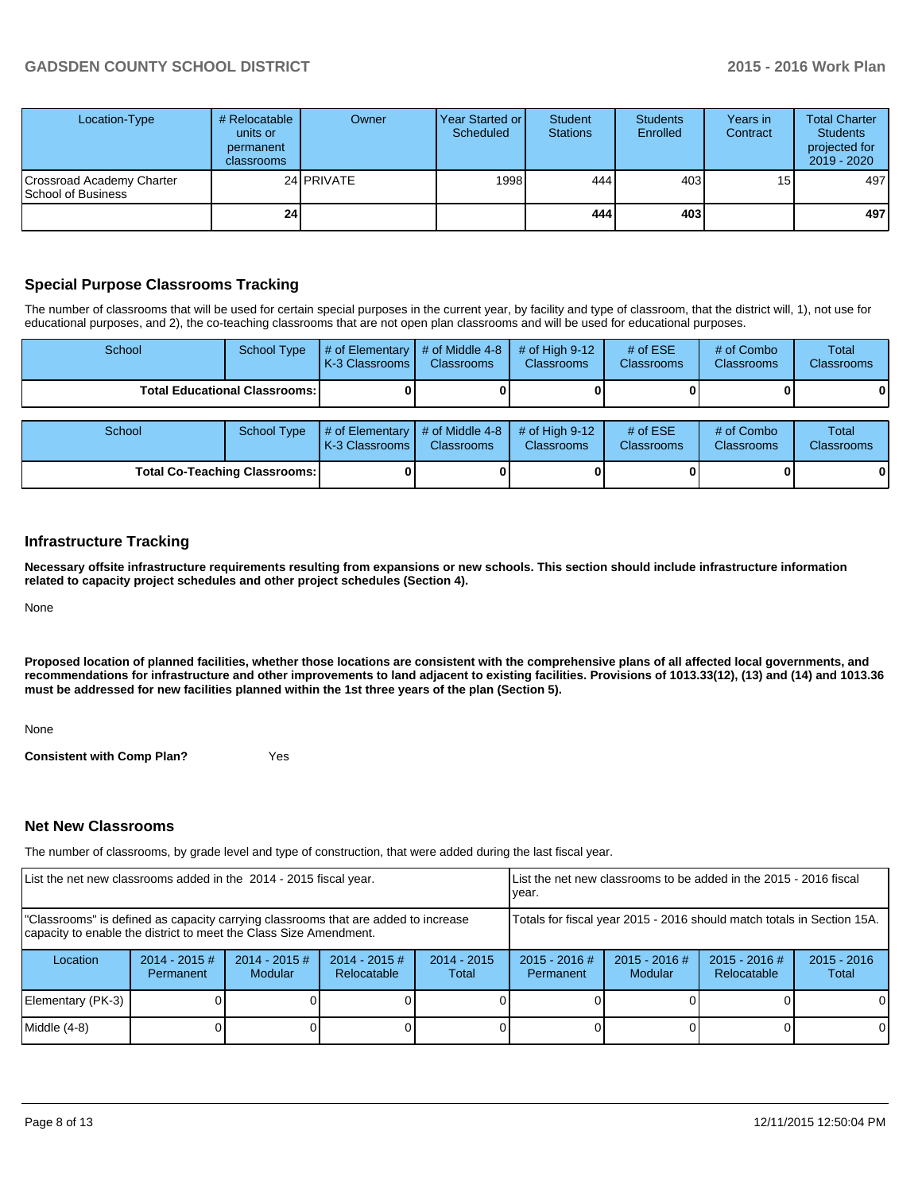| Location-Type | # Relocatable units or permanent classrooms | Owner | Year Started or Scheduled | Student Stations | Students Enrolled | Years in Contract | Total Charter Students projected for 2019 - 2020 |
|---|---|---|---|---|---|---|---|
| Crossroad Academy Charter School of Business | 24 | PRIVATE | 1998 | 444 | 403 | 15 | 497 |
| | **24** | | | **444** | **403** | | **497** |

## Special Purpose Classrooms Tracking

The number of classrooms that will be used for certain special purposes in the current year, by facility and type of classroom, that the district will, 1), not use for educational purposes, and 2), the co-teaching classrooms that are not open plan classrooms and will be used for educational purposes.

| School | School Type | # of Elementary K-3 Classrooms | # of Middle 4-8 Classrooms | # of High 9-12 Classrooms | # of ESE Classrooms | # of Combo Classrooms | Total Classrooms |
|---|---|---|---|---|---|---|---|
| **Total Educational Classrooms:** | | **0** | **0** | **0** | **0** | **0** | **0** |

| School | School Type | # of Elementary K-3 Classrooms | # of Middle 4-8 Classrooms | # of High 9-12 Classrooms | # of ESE Classrooms | # of Combo Classrooms | Total Classrooms |
|---|---|---|---|---|---|---|---|
| **Total Co-Teaching Classrooms:** | | **0** | **0** | **0** | **0** | **0** | **0** |

## Infrastructure Tracking

**Necessary offsite infrastructure requirements resulting from expansions or new schools. This section should include infrastructure information related to capacity project schedules and other project schedules (Section 4).**

None

**Proposed location of planned facilities, whether those locations are consistent with the comprehensive plans of all affected local governments, and recommendations for infrastructure and other improvements to land adjacent to existing facilities. Provisions of 1013.33(12), (13) and (14) and 1013.36 must be addressed for new facilities planned within the 1st three years of the plan (Section 5).**

None

**Consistent with Comp Plan?** Yes

## Net New Classrooms

The number of classrooms, by grade level and type of construction, that were added during the last fiscal year.

| List the net new classrooms added in the 2014 - 2015 fiscal year. | | | | | List the net new classrooms to be added in the 2015 - 2016 fiscal year. | | | |
|---|---|---|---|---|---|---|---|---|
| "Classrooms" is defined as capacity carrying classrooms that are added to increase capacity to enable the district to meet the Class Size Amendment. | | | | | Totals for fiscal year 2015 - 2016 should match totals in Section 15A. | | | |
| Location | 2014 - 2015 # Permanent | 2014 - 2015 # Modular | 2014 - 2015 # Relocatable | 2014 - 2015 Total | 2015 - 2016 # Permanent | 2015 - 2016 # Modular | 2015 - 2016 # Relocatable | 2015 - 2016 Total |
| Elementary (PK-3) | 0 | 0 | 0 | 0 | 0 | 0 | 0 | 0 |
| Middle (4-8) | 0 | 0 | 0 | 0 | 0 | 0 | 0 | 0 |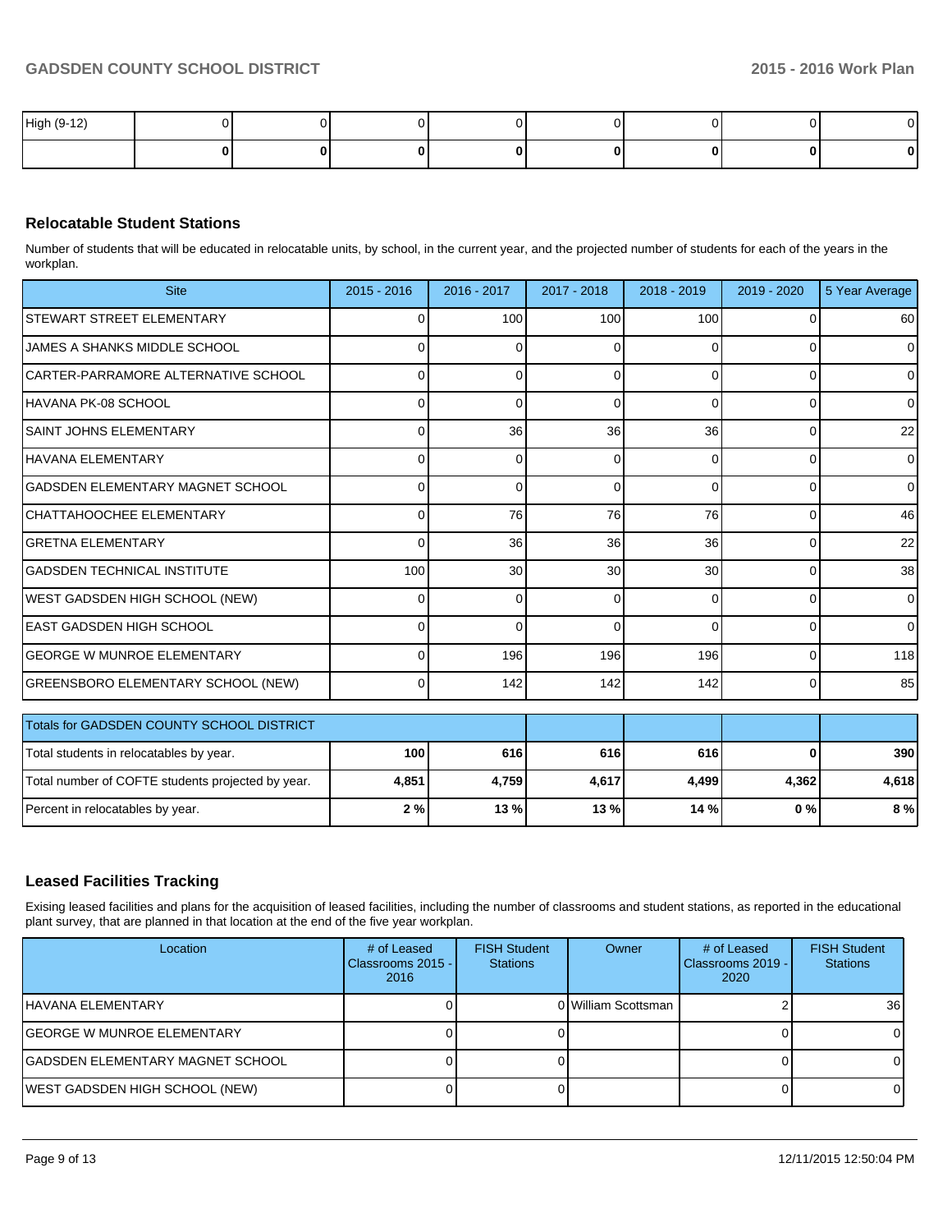| High (9-12) | 0 | 0 | 0 | 0 | 0 | 0 | 0 | 0 |
|---|---|---|---|---|---|---|---|---|
| | **0** | **0** | **0** | **0** | **0** | **0** | **0** | **0** |

## Relocatable Student Stations

Number of students that will be educated in relocatable units, by school, in the current year, and the projected number of students for each of the years in the workplan.

| Site | 2015 - 2016 | 2016 - 2017 | 2017 - 2018 | 2018 - 2019 | 2019 - 2020 | 5 Year Average |
|---|---|---|---|---|---|---|
| STEWART STREET ELEMENTARY | 0 | 100 | 100 | 100 | 0 | 60 |
| JAMES A SHANKS MIDDLE SCHOOL | 0 | 0 | 0 | 0 | 0 | 0 |
| CARTER-PARRAMORE ALTERNATIVE SCHOOL | 0 | 0 | 0 | 0 | 0 | 0 |
| HAVANA PK-08 SCHOOL | 0 | 0 | 0 | 0 | 0 | 0 |
| SAINT JOHNS ELEMENTARY | 0 | 36 | 36 | 36 | 0 | 22 |
| HAVANA ELEMENTARY | 0 | 0 | 0 | 0 | 0 | 0 |
| GADSDEN ELEMENTARY MAGNET SCHOOL | 0 | 0 | 0 | 0 | 0 | 0 |
| CHATTAHOOCHEE ELEMENTARY | 0 | 76 | 76 | 76 | 0 | 46 |
| GRETNA ELEMENTARY | 0 | 36 | 36 | 36 | 0 | 22 |
| GADSDEN TECHNICAL INSTITUTE | 100 | 30 | 30 | 30 | 0 | 38 |
| WEST GADSDEN HIGH SCHOOL (NEW) | 0 | 0 | 0 | 0 | 0 | 0 |
| EAST GADSDEN HIGH SCHOOL | 0 | 0 | 0 | 0 | 0 | 0 |
| GEORGE W MUNROE ELEMENTARY | 0 | 196 | 196 | 196 | 0 | 118 |
| GREENSBORO ELEMENTARY SCHOOL (NEW) | 0 | 142 | 142 | 142 | 0 | 85 |

| Totals for GADSDEN COUNTY SCHOOL DISTRICT | | | | | | |
|---|---|---|---|---|---|---|
| Total students in relocatables by year. | **100** | **616** | **616** | **616** | **0** | **390** |
| Total number of COFTE students projected by year. | **4,851** | **4,759** | **4,617** | **4,499** | **4,362** | **4,618** |
| Percent in relocatables by year. | **2 %** | **13 %** | **13 %** | **14 %** | **0 %** | **8 %** |

## Leased Facilities Tracking

Exising leased facilities and plans for the acquisition of leased facilities, including the number of classrooms and student stations, as reported in the educational plant survey, that are planned in that location at the end of the five year workplan.

| Location | # of Leased Classrooms 2015 - 2016 | FISH Student Stations | Owner | # of Leased Classrooms 2019 - 2020 | FISH Student Stations |
|---|---|---|---|---|---|
| HAVANA ELEMENTARY | 0 | 0 | William Scottsman | 2 | 36 |
| GEORGE W MUNROE ELEMENTARY | 0 | 0 | | 0 | 0 |
| GADSDEN ELEMENTARY MAGNET SCHOOL | 0 | 0 | | 0 | 0 |
| WEST GADSDEN HIGH SCHOOL (NEW) | 0 | 0 | | 0 | 0 |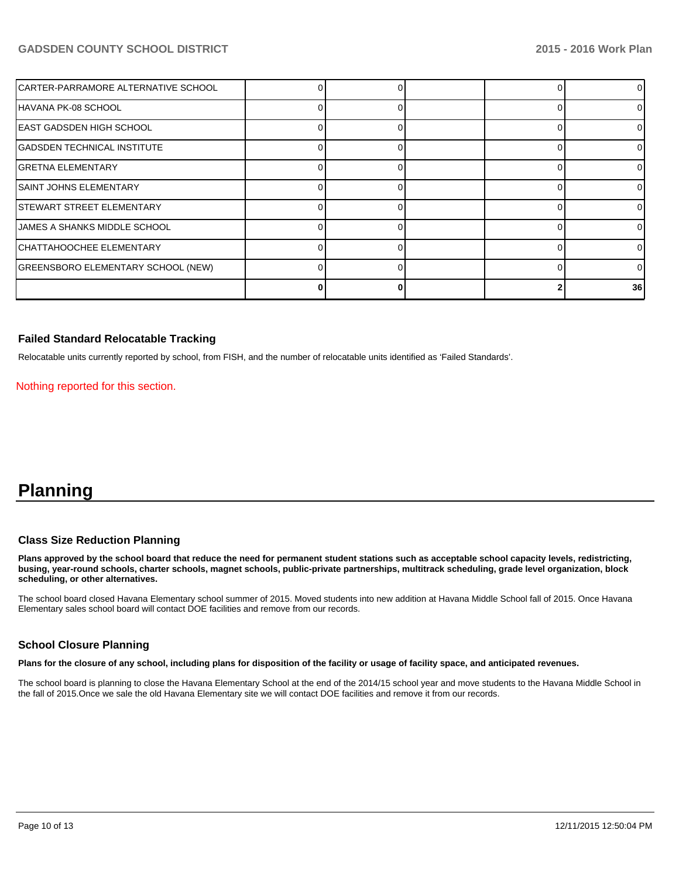| | | | | | |
|---|---|---|---|---|---|
| CARTER-PARRAMORE ALTERNATIVE SCHOOL | 0 | 0 | | 0 | 0 |
| HAVANA PK-08 SCHOOL | 0 | 0 | | 0 | 0 |
| EAST GADSDEN HIGH SCHOOL | 0 | 0 | | 0 | 0 |
| GADSDEN TECHNICAL INSTITUTE | 0 | 0 | | 0 | 0 |
| GRETNA ELEMENTARY | 0 | 0 | | 0 | 0 |
| SAINT JOHNS ELEMENTARY | 0 | 0 | | 0 | 0 |
| STEWART STREET ELEMENTARY | 0 | 0 | | 0 | 0 |
| JAMES A SHANKS MIDDLE SCHOOL | 0 | 0 | | 0 | 0 |
| CHATTAHOOCHEE ELEMENTARY | 0 | 0 | | 0 | 0 |
| GREENSBORO ELEMENTARY SCHOOL (NEW) | 0 | 0 | | 0 | 0 |
| | **0** | **0** | | **2** | **36** |

### Failed Standard Relocatable Tracking

Relocatable units currently reported by school, from FISH, and the number of relocatable units identified as 'Failed Standards'.

Nothing reported for this section.

# Planning

### Class Size Reduction Planning

**Plans approved by the school board that reduce the need for permanent student stations such as acceptable school capacity levels, redistricting, busing, year-round schools, charter schools, magnet schools, public-private partnerships, multitrack scheduling, grade level organization, block scheduling, or other alternatives.**

The school board closed Havana Elementary school summer of 2015. Moved students into new addition at Havana Middle School fall of 2015. Once Havana Elementary sales school board will contact DOE facilities and remove from our records.

### School Closure Planning

**Plans for the closure of any school, including plans for disposition of the facility or usage of facility space, and anticipated revenues.**

The school board is planning to close the Havana Elementary School at the end of the 2014/15 school year and move students to the Havana Middle School in the fall of 2015.Once we sale the old Havana Elementary site we will contact DOE facilities and remove it from our records.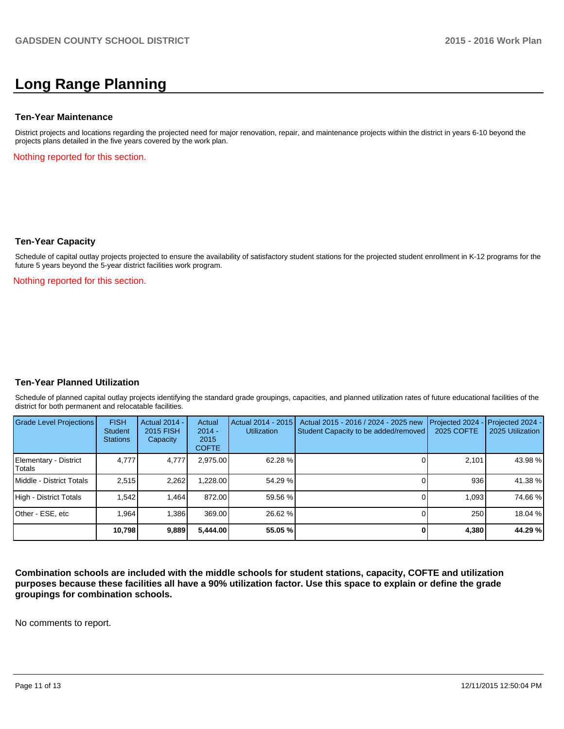# Long Range Planning

### Ten-Year Maintenance

District projects and locations regarding the projected need for major renovation, repair, and maintenance projects within the district in years 6-10 beyond the projects plans detailed in the five years covered by the work plan.

Nothing reported for this section.

### Ten-Year Capacity

Schedule of capital outlay projects projected to ensure the availability of satisfactory student stations for the projected student enrollment in K-12 programs for the future 5 years beyond the 5-year district facilities work program.

Nothing reported for this section.

### Ten-Year Planned Utilization

Schedule of planned capital outlay projects identifying the standard grade groupings, capacities, and planned utilization rates of future educational facilities of the district for both permanent and relocatable facilities.

| Grade Level Projections | FISH Student Stations | Actual 2014 - 2015 FISH Capacity | Actual 2014 - 2015 COFTE | Actual 2014 - 2015 Utilization | Actual 2015 - 2016 / 2024 - 2025 new Student Capacity to be added/removed | Projected 2024 - 2025 COFTE | Projected 2024 - 2025 Utilization |
|---|---|---|---|---|---|---|---|
| Elementary - District Totals | 4,777 | 4,777 | 2,975.00 | 62.28 % | 0 | 2,101 | 43.98 % |
| Middle - District Totals | 2,515 | 2,262 | 1,228.00 | 54.29 % | 0 | 936 | 41.38 % |
| High - District Totals | 1,542 | 1,464 | 872.00 | 59.56 % | 0 | 1,093 | 74.66 % |
| Other - ESE, etc | 1,964 | 1,386 | 369.00 | 26.62 % | 0 | 250 | 18.04 % |
| | **10,798** | **9,889** | **5,444.00** | **55.05 %** | **0** | **4,380** | **44.29 %** |

**Combination schools are included with the middle schools for student stations, capacity, COFTE and utilization purposes because these facilities all have a 90% utilization factor. Use this space to explain or define the grade groupings for combination schools.**

No comments to report.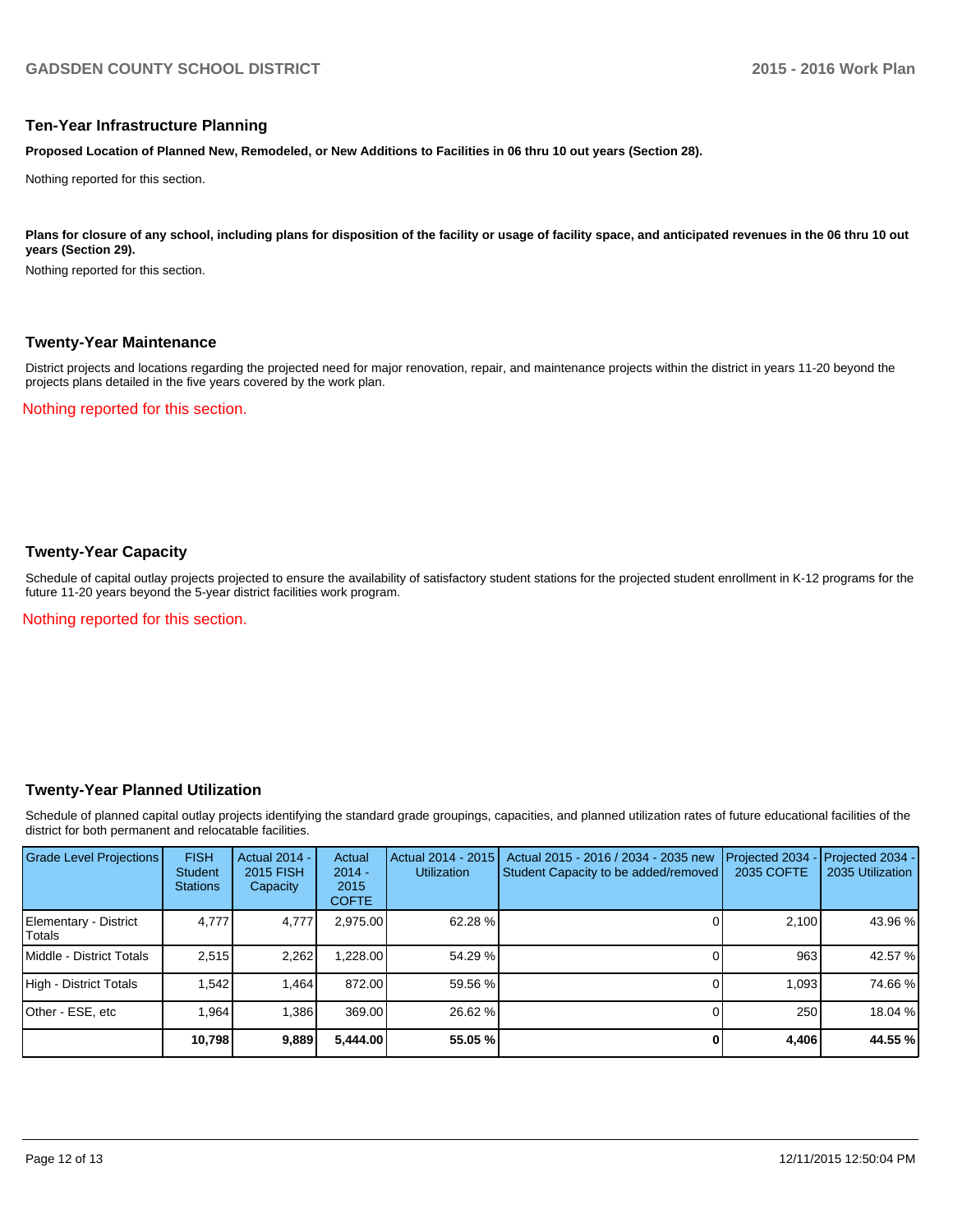## Ten-Year Infrastructure Planning

**Proposed Location of Planned New, Remodeled, or New Additions to Facilities in 06 thru 10 out years (Section 28).**

Nothing reported for this section.

**Plans for closure of any school, including plans for disposition of the facility or usage of facility space, and anticipated revenues in the 06 thru 10 out years (Section 29).**

Nothing reported for this section.

## Twenty-Year Maintenance

District projects and locations regarding the projected need for major renovation, repair, and maintenance projects within the district in years 11-20 beyond the projects plans detailed in the five years covered by the work plan.

Nothing reported for this section.

## Twenty-Year Capacity

Schedule of capital outlay projects projected to ensure the availability of satisfactory student stations for the projected student enrollment in K-12 programs for the future 11-20 years beyond the 5-year district facilities work program.

Nothing reported for this section.

## Twenty-Year Planned Utilization

Schedule of planned capital outlay projects identifying the standard grade groupings, capacities, and planned utilization rates of future educational facilities of the district for both permanent and relocatable facilities.

| Grade Level Projections | FISH Student Stations | Actual 2014 - 2015 FISH Capacity | Actual 2014 - 2015 COFTE | Actual 2014 - 2015 Utilization | Actual 2015 - 2016 / 2034 - 2035 new Student Capacity to be added/removed | Projected 2034 - 2035 COFTE | Projected 2034 - 2035 Utilization |
|---|---|---|---|---|---|---|---|
| Elementary - District Totals | 4,777 | 4,777 | 2,975.00 | 62.28 % | 0 | 2,100 | 43.96 % |
| Middle - District Totals | 2,515 | 2,262 | 1,228.00 | 54.29 % | 0 | 963 | 42.57 % |
| High - District Totals | 1,542 | 1,464 | 872.00 | 59.56 % | 0 | 1,093 | 74.66 % |
| Other - ESE, etc | 1,964 | 1,386 | 369.00 | 26.62 % | 0 | 250 | 18.04 % |
| | **10,798** | **9,889** | **5,444.00** | **55.05 %** | **0** | **4,406** | **44.55 %** |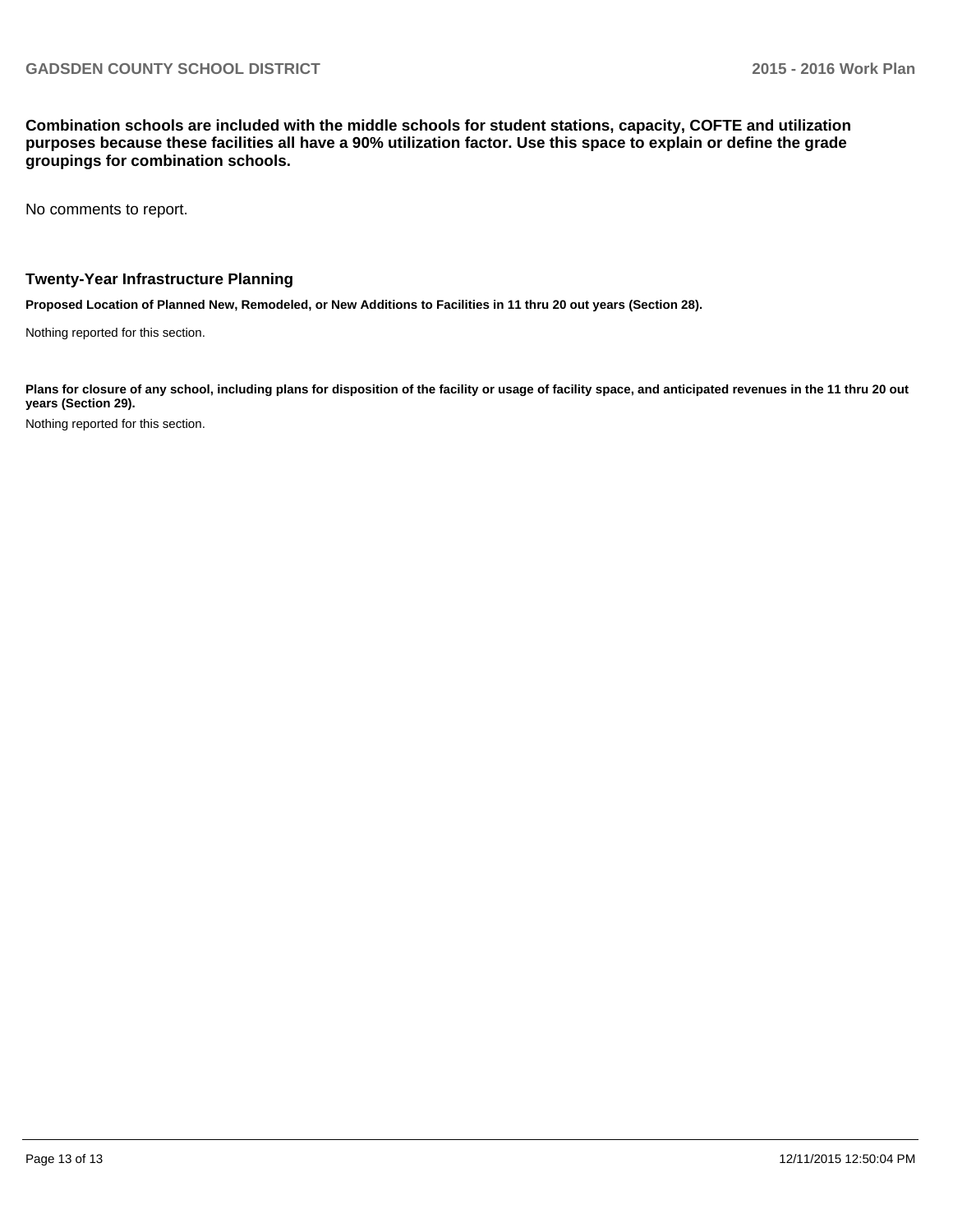**Combination schools are included with the middle schools for student stations, capacity, COFTE and utilization purposes because these facilities all have a 90% utilization factor. Use this space to explain or define the grade groupings for combination schools.**

No comments to report.

## Twenty-Year Infrastructure Planning

**Proposed Location of Planned New, Remodeled, or New Additions to Facilities in 11 thru 20 out years (Section 28).**

Nothing reported for this section.

**Plans for closure of any school, including plans for disposition of the facility or usage of facility space, and anticipated revenues in the 11 thru 20 out years (Section 29).**

Nothing reported for this section.